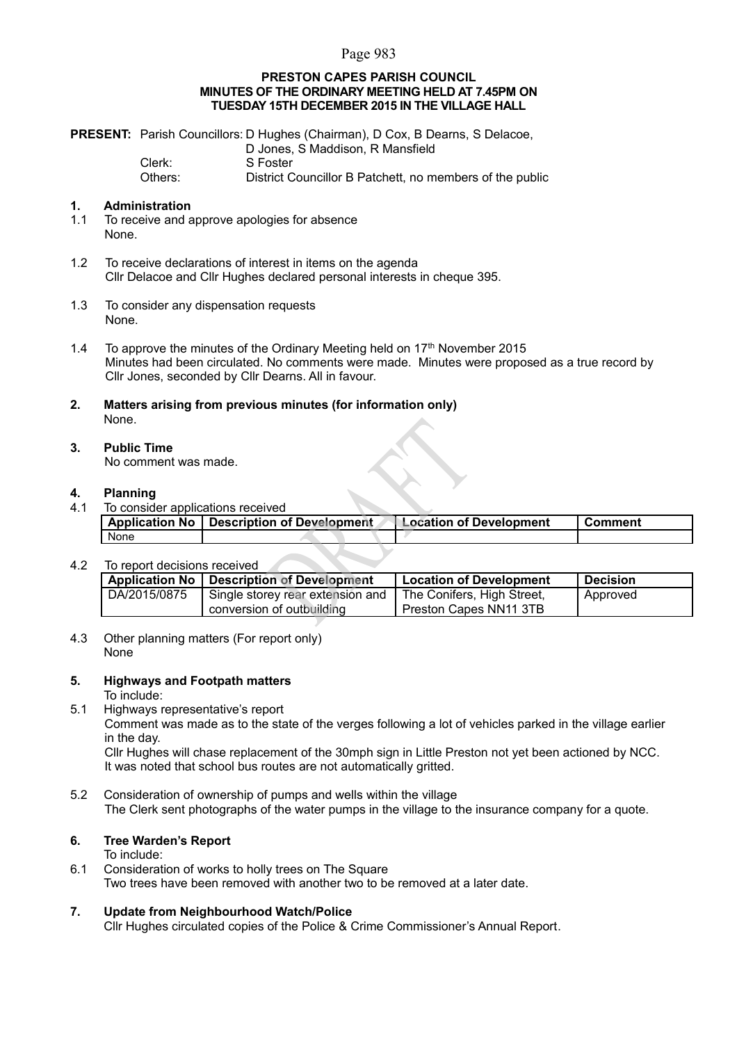**PRESTON CAPES PARISH COUNCIL**
**MINUTES OF THE ORDINARY MEETING HELD AT 7.45PM ON**
**TUESDAY 15TH DECEMBER 2015 IN THE VILLAGE HALL**

**PRESENT:** Parish Councillors: D Hughes (Chairman), D Cox, B Dearns, S Delacoe, D Jones, S Maddison, R Mansfield
Clerk: S Foster
Others: District Councillor B Patchett, no members of the public

## 1. Administration

1.1 To receive and approve apologies for absence
None.

1.2 To receive declarations of interest in items on the agenda
Cllr Delacoe and Cllr Hughes declared personal interests in cheque 395.

1.3 To consider any dispensation requests
None.

1.4 To approve the minutes of the Ordinary Meeting held on 17th November 2015
Minutes had been circulated. No comments were made. Minutes were proposed as a true record by Cllr Jones, seconded by Cllr Dearns. All in favour.

## 2. Matters arising from previous minutes (for information only)

None.

## 3. Public Time

No comment was made.

## 4. Planning

4.1 To consider applications received

| Application No | Description of Development | Location of Development | Comment |
|---|---|---|---|
| None | | | |

4.2 To report decisions received

| Application No | Description of Development | Location of Development | Decision |
|---|---|---|---|
| DA/2015/0875 | Single storey rear extension and conversion of outbuilding | The Conifers, High Street, Preston Capes NN11 3TB | Approved |

4.3 Other planning matters (For report only)
None

## 5. Highways and Footpath matters

To include:

5.1 Highways representative's report
Comment was made as to the state of the verges following a lot of vehicles parked in the village earlier in the day.
Cllr Hughes will chase replacement of the 30mph sign in Little Preston not yet been actioned by NCC.
It was noted that school bus routes are not automatically gritted.

5.2 Consideration of ownership of pumps and wells within the village
The Clerk sent photographs of the water pumps in the village to the insurance company for a quote.

## 6. Tree Warden's Report

To include:

6.1 Consideration of works to holly trees on The Square
Two trees have been removed with another two to be removed at a later date.

## 7. Update from Neighbourhood Watch/Police

Cllr Hughes circulated copies of the Police & Crime Commissioner's Annual Report.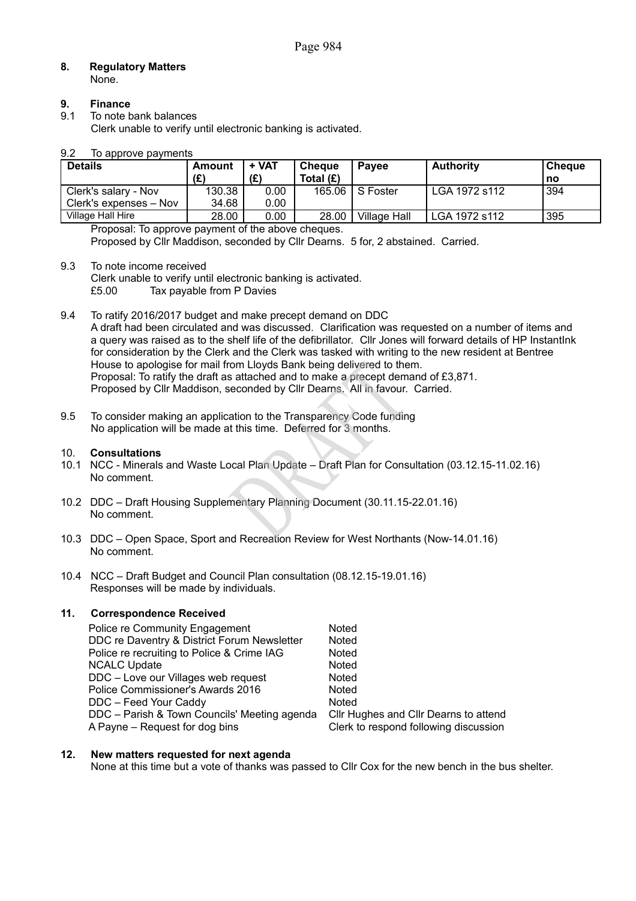## 8. Regulatory Matters

None.

## 9. Finance

9.1 To note bank balances
Clerk unable to verify until electronic banking is activated.

9.2 To approve payments

| Details | Amount (£) | + VAT (£) | Cheque Total (£) | Payee | Authority | Cheque no |
|---|---|---|---|---|---|---|
| Clerk's salary - Nov | 130.38 | 0.00 | 165.06 | S Foster | LGA 1972 s112 | 394 |
| Clerk's expenses – Nov | 34.68 | 0.00 | | | | |
| Village Hall Hire | 28.00 | 0.00 | 28.00 | Village Hall | LGA 1972 s112 | 395 |

Proposal: To approve payment of the above cheques.
Proposed by Cllr Maddison, seconded by Cllr Dearns. 5 for, 2 abstained. Carried.

9.3 To note income received
Clerk unable to verify until electronic banking is activated.
£5.00 Tax payable from P Davies

9.4 To ratify 2016/2017 budget and make precept demand on DDC
A draft had been circulated and was discussed. Clarification was requested on a number of items and a query was raised as to the shelf life of the defibrillator. Cllr Jones will forward details of HP InstantInk for consideration by the Clerk and the Clerk was tasked with writing to the new resident at Bentree House to apologise for mail from Lloyds Bank being delivered to them.
Proposal: To ratify the draft as attached and to make a precept demand of £3,871.
Proposed by Cllr Maddison, seconded by Cllr Dearns. All in favour. Carried.

9.5 To consider making an application to the Transparency Code funding
No application will be made at this time. Deferred for 3 months.

## 10. Consultations

10.1 NCC - Minerals and Waste Local Plan Update – Draft Plan for Consultation (03.12.15-11.02.16)
No comment.

10.2 DDC – Draft Housing Supplementary Planning Document (30.11.15-22.01.16)
No comment.

10.3 DDC – Open Space, Sport and Recreation Review for West Northants (Now-14.01.16)
No comment.

10.4 NCC – Draft Budget and Council Plan consultation (08.12.15-19.01.16)
Responses will be made by individuals.

## 11. Correspondence Received

| | |
|---|---|
| Police re Community Engagement | Noted |
| DDC re Daventry & District Forum Newsletter | Noted |
| Police re recruiting to Police & Crime IAG | Noted |
| NCALC Update | Noted |
| DDC – Love our Villages web request | Noted |
| Police Commissioner's Awards 2016 | Noted |
| DDC – Feed Your Caddy | Noted |
| DDC – Parish & Town Councils' Meeting agenda | Cllr Hughes and Cllr Dearns to attend |
| A Payne – Request for dog bins | Clerk to respond following discussion |

## 12. New matters requested for next agenda

None at this time but a vote of thanks was passed to Cllr Cox for the new bench in the bus shelter.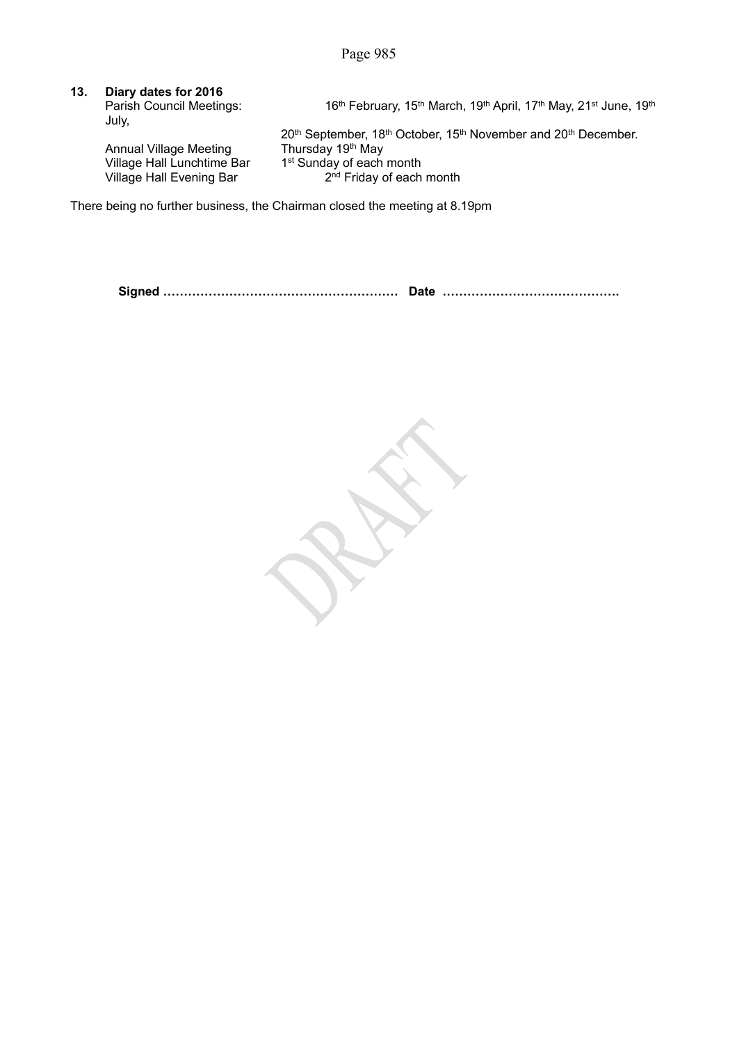**13. Diary dates for 2016**

Parish Council Meetings: 16th February, 15th March, 19th April, 17th May, 21st June, 19th July, 20th September, 18th October, 15th November and 20th December.

Annual Village Meeting Thursday 19th May

Village Hall Lunchtime Bar 1st Sunday of each month

Village Hall Evening Bar 2nd Friday of each month

There being no further business, the Chairman closed the meeting at 8.19pm

**Signed ………………………………………………… Date …………………………………….**

DRAFT